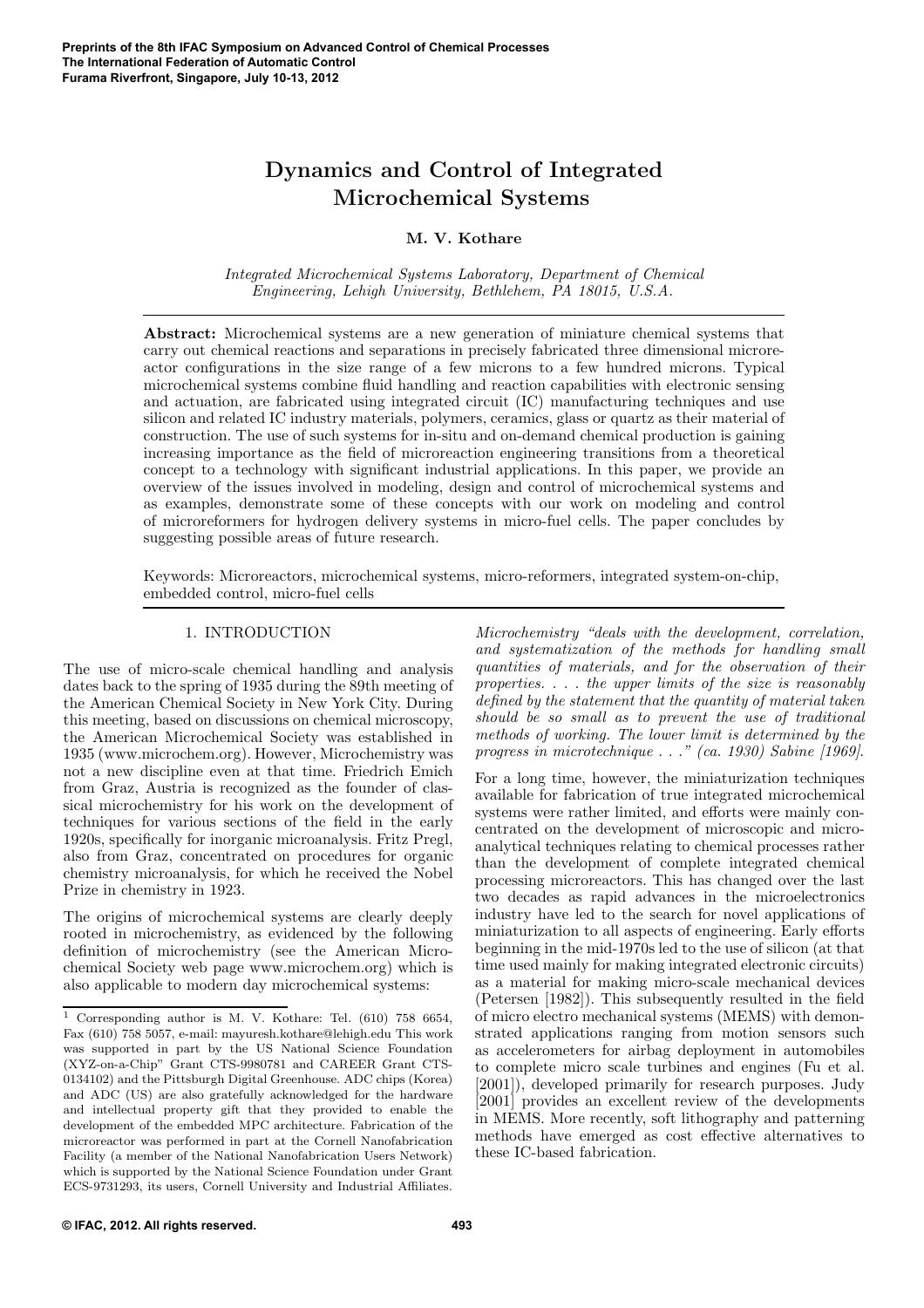# Dynamics and Control of Integrated Microchemical Systems

**M. V. Kothare**

*Integrated Microchemical Systems Laboratory, Department of Chemical Engineering, Lehigh University, Bethlehem, PA 18015, U.S.A.*

**Abstract:** Microchemical systems are a new generation of miniature chemical systems that carry out chemical reactions and separations in precisely fabricated three dimensional microreactor configurations in the size range of a few microns to a few hundred microns. Typical microchemical systems combine fluid handling and reaction capabilities with electronic sensing and actuation, are fabricated using integrated circuit (IC) manufacturing techniques and use silicon and related IC industry materials, polymers, ceramics, glass or quartz as their material of construction. The use of such systems for in-situ and on-demand chemical production is gaining increasing importance as the field of microreaction engineering transitions from a theoretical concept to a technology with significant industrial applications. In this paper, we provide an overview of the issues involved in modeling, design and control of microchemical systems and as examples, demonstrate some of these concepts with our work on modeling and control of microreformers for hydrogen delivery systems in micro-fuel cells. The paper concludes by suggesting possible areas of future research.

Keywords: Microreactors, microchemical systems, micro-reformers, integrated system-on-chip, embedded control, micro-fuel cells

## 1. INTRODUCTION

The use of micro-scale chemical handling and analysis dates back to the spring of 1935 during the 89th meeting of the American Chemical Society in New York City. During this meeting, based on discussions on chemical microscopy, the American Microchemical Society was established in 1935 (www.microchem.org). However, Microchemistry was not a new discipline even at that time. Friedrich Emich from Graz, Austria is recognized as the founder of classical microchemistry for his work on the development of techniques for various sections of the field in the early 1920s, specifically for inorganic microanalysis. Fritz Pregl, also from Graz, concentrated on procedures for organic chemistry microanalysis, for which he received the Nobel Prize in chemistry in 1923.

The origins of microchemical systems are clearly deeply rooted in microchemistry, as evidenced by the following definition of microchemistry (see the American Microchemical Society web page www.microchem.org) which is also applicable to modern day microchemical systems:

*Microchemistry "deals with the development, correlation, and systematization of the methods for handling small quantities of materials, and for the observation of their properties. . . . the upper limits of the size is reasonably defined by the statement that the quantity of material taken should be so small as to prevent the use of traditional methods of working. The lower limit is determined by the progress in microtechnique . . ." (ca. 1930) Sabine [1969].*

For a long time, however, the miniaturization techniques available for fabrication of true integrated microchemical systems were rather limited, and efforts were mainly concentrated on the development of microscopic and microanalytical techniques relating to chemical processes rather than the development of complete integrated chemical processing microreactors. This has changed over the last two decades as rapid advances in the microelectronics industry have led to the search for novel applications of miniaturization to all aspects of engineering. Early efforts beginning in the mid-1970s led to the use of silicon (at that time used mainly for making integrated electronic circuits) as a material for making micro-scale mechanical devices (Petersen [1982]). This subsequently resulted in the field of micro electro mechanical systems (MEMS) with demonstrated applications ranging from motion sensors such as accelerometers for airbag deployment in automobiles to complete micro scale turbines and engines (Fu et al. [2001]), developed primarily for research purposes. Judy [2001] provides an excellent review of the developments in MEMS. More recently, soft lithography and patterning methods have emerged as cost effective alternatives to these IC-based fabrication.

[1] Corresponding author is M. V. Kothare: Tel. (610) 758 6654, Fax (610) 758 5057, e-mail: mayuresh.kothare@lehigh.edu This work was supported in part by the US National Science Foundation (XYZ-on-a-Chip" Grant CTS-9980781 and CAREER Grant CTS-0134102) and the Pittsburgh Digital Greenhouse. ADC chips (Korea) and ADC (US) are also gratefully acknowledged for the hardware and intellectual property gift that they provided to enable the development of the embedded MPC architecture. Fabrication of the microreactor was performed in part at the Cornell Nanofabrication Facility (a member of the National Nanofabrication Users Network) which is supported by the National Science Foundation under Grant ECS-9731293, its users, Cornell University and Industrial Affiliates.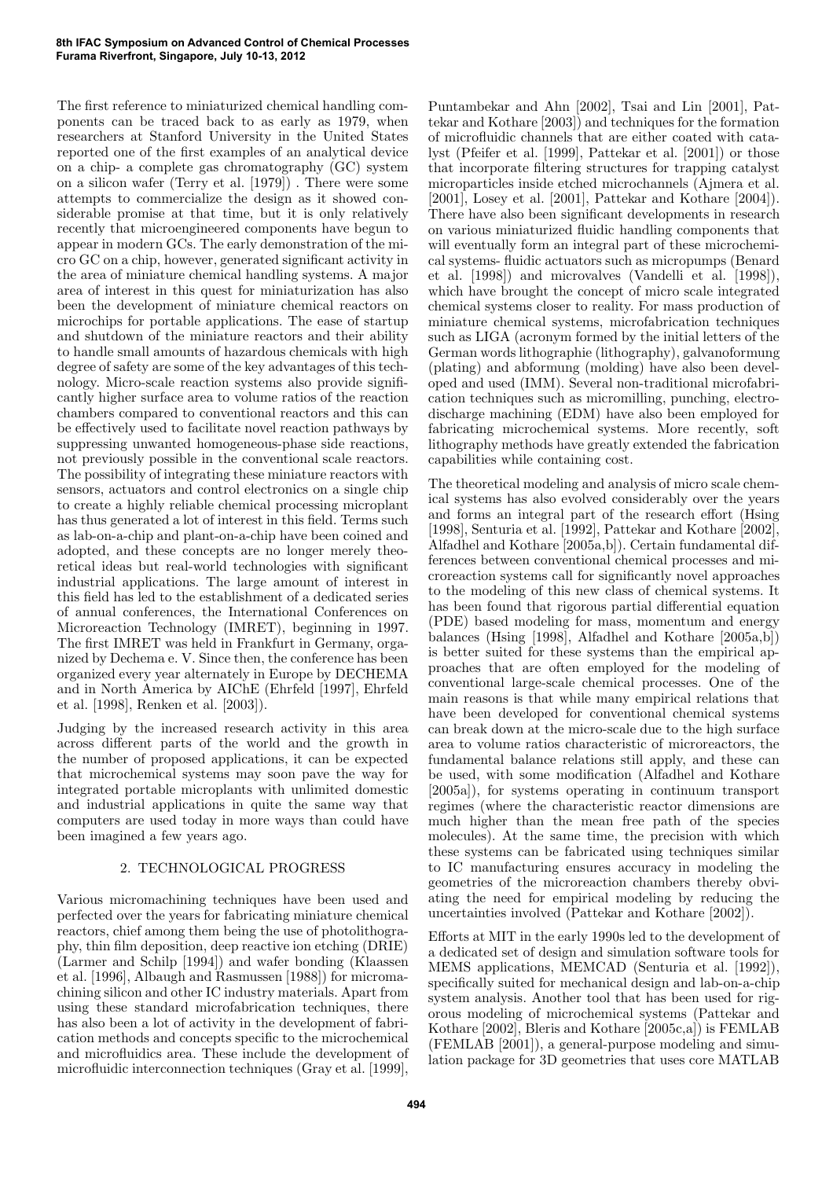The first reference to miniaturized chemical handling components can be traced back to as early as 1979, when researchers at Stanford University in the United States reported one of the first examples of an analytical device on a chip- a complete gas chromatography (GC) system on a silicon wafer (Terry et al. [1979]) . There were some attempts to commercialize the design as it showed considerable promise at that time, but it is only relatively recently that microengineered components have begun to appear in modern GCs. The early demonstration of the micro GC on a chip, however, generated significant activity in the area of miniature chemical handling systems. A major area of interest in this quest for miniaturization has also been the development of miniature chemical reactors on microchips for portable applications. The ease of startup and shutdown of the miniature reactors and their ability to handle small amounts of hazardous chemicals with high degree of safety are some of the key advantages of this technology. Micro-scale reaction systems also provide significantly higher surface area to volume ratios of the reaction chambers compared to conventional reactors and this can be effectively used to facilitate novel reaction pathways by suppressing unwanted homogeneous-phase side reactions, not previously possible in the conventional scale reactors. The possibility of integrating these miniature reactors with sensors, actuators and control electronics on a single chip to create a highly reliable chemical processing microplant has thus generated a lot of interest in this field. Terms such as lab-on-a-chip and plant-on-a-chip have been coined and adopted, and these concepts are no longer merely theoretical ideas but real-world technologies with significant industrial applications. The large amount of interest in this field has led to the establishment of a dedicated series of annual conferences, the International Conferences on Microreaction Technology (IMRET), beginning in 1997. The first IMRET was held in Frankfurt in Germany, organized by Dechema e. V. Since then, the conference has been organized every year alternately in Europe by DECHEMA and in North America by AIChE (Ehrfeld [1997], Ehrfeld et al. [1998], Renken et al. [2003]).

Judging by the increased research activity in this area across different parts of the world and the growth in the number of proposed applications, it can be expected that microchemical systems may soon pave the way for integrated portable microplants with unlimited domestic and industrial applications in quite the same way that computers are used today in more ways than could have been imagined a few years ago.

## 2. TECHNOLOGICAL PROGRESS

Various micromachining techniques have been used and perfected over the years for fabricating miniature chemical reactors, chief among them being the use of photolithography, thin film deposition, deep reactive ion etching (DRIE) (Larmer and Schilp [1994]) and wafer bonding (Klaassen et al. [1996], Albaugh and Rasmussen [1988]) for micromachining silicon and other IC industry materials. Apart from using these standard microfabrication techniques, there has also been a lot of activity in the development of fabrication methods and concepts specific to the microchemical and microfluidics area. These include the development of microfluidic interconnection techniques (Gray et al. [1999], Puntambekar and Ahn [2002], Tsai and Lin [2001], Pattekar and Kothare [2003]) and techniques for the formation of microfluidic channels that are either coated with catalyst (Pfeifer et al. [1999], Pattekar et al. [2001]) or those that incorporate filtering structures for trapping catalyst microparticles inside etched microchannels (Ajmera et al. [2001], Losey et al. [2001], Pattekar and Kothare [2004]). There have also been significant developments in research on various miniaturized fluidic handling components that will eventually form an integral part of these microchemical systems- fluidic actuators such as micropumps (Benard et al. [1998]) and microvalves (Vandelli et al. [1998]), which have brought the concept of micro scale integrated chemical systems closer to reality. For mass production of miniature chemical systems, microfabrication techniques such as LIGA (acronym formed by the initial letters of the German words lithographie (lithography), galvanoformung (plating) and abformung (molding) have also been developed and used (IMM). Several non-traditional microfabrication techniques such as micromilling, punching, electrodischarge machining (EDM) have also been employed for fabricating microchemical systems. More recently, soft lithography methods have greatly extended the fabrication capabilities while containing cost.

The theoretical modeling and analysis of micro scale chemical systems has also evolved considerably over the years and forms an integral part of the research effort (Hsing [1998], Senturia et al. [1992], Pattekar and Kothare [2002], Alfadhel and Kothare [2005a,b]). Certain fundamental differences between conventional chemical processes and microreaction systems call for significantly novel approaches to the modeling of this new class of chemical systems. It has been found that rigorous partial differential equation (PDE) based modeling for mass, momentum and energy balances (Hsing [1998], Alfadhel and Kothare [2005a,b]) is better suited for these systems than the empirical approaches that are often employed for the modeling of conventional large-scale chemical processes. One of the main reasons is that while many empirical relations that have been developed for conventional chemical systems can break down at the micro-scale due to the high surface area to volume ratios characteristic of microreactors, the fundamental balance relations still apply, and these can be used, with some modification (Alfadhel and Kothare [2005a]), for systems operating in continuum transport regimes (where the characteristic reactor dimensions are much higher than the mean free path of the species molecules). At the same time, the precision with which these systems can be fabricated using techniques similar to IC manufacturing ensures accuracy in modeling the geometries of the microreaction chambers thereby obviating the need for empirical modeling by reducing the uncertainties involved (Pattekar and Kothare [2002]).

Efforts at MIT in the early 1990s led to the development of a dedicated set of design and simulation software tools for MEMS applications, MEMCAD (Senturia et al. [1992]), specifically suited for mechanical design and lab-on-a-chip system analysis. Another tool that has been used for rigorous modeling of microchemical systems (Pattekar and Kothare [2002], Bleris and Kothare [2005c,a]) is FEMLAB (FEMLAB [2001]), a general-purpose modeling and simulation package for 3D geometries that uses core MATLAB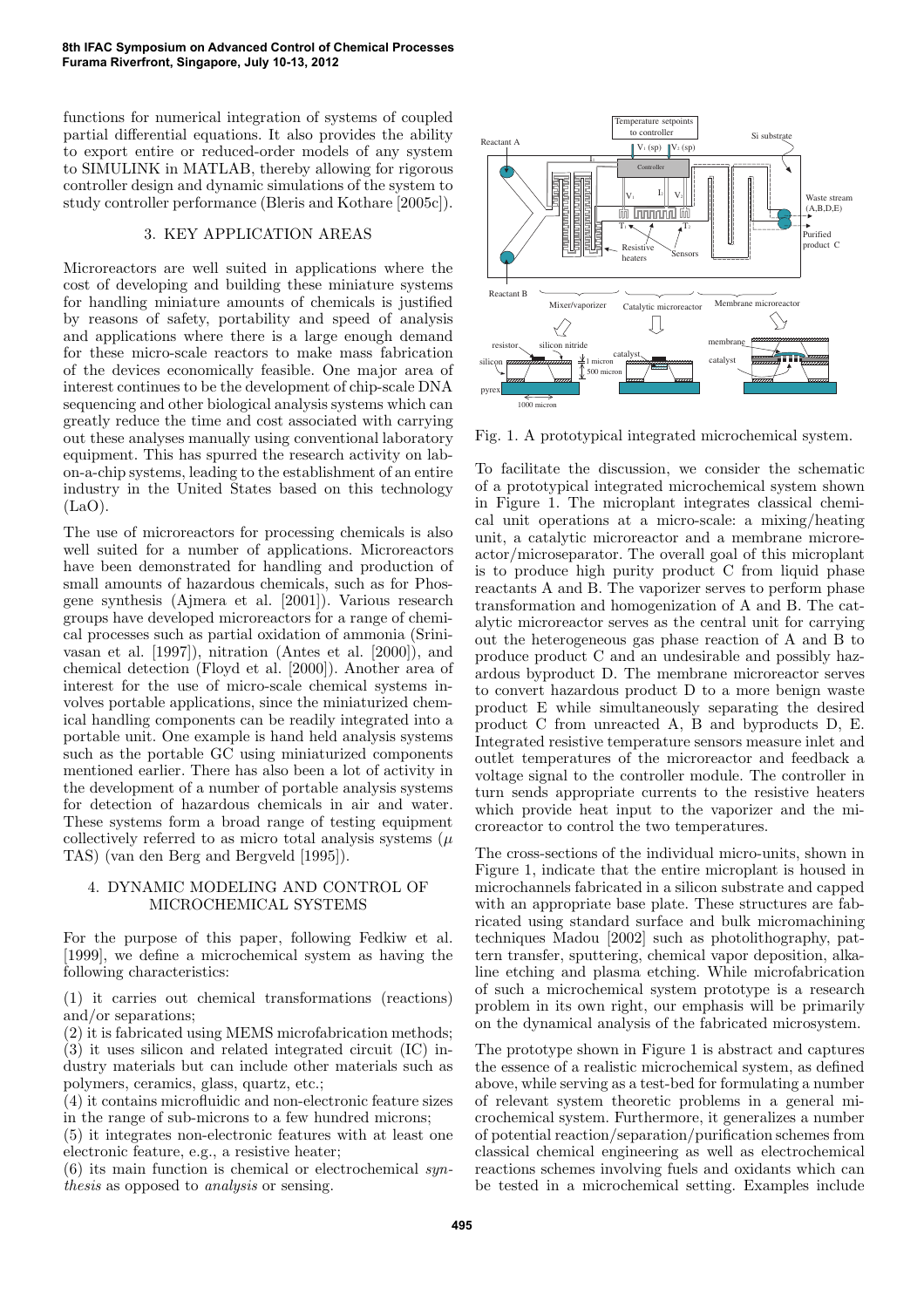functions for numerical integration of systems of coupled partial differential equations. It also provides the ability to export entire or reduced-order models of any system to SIMULINK in MATLAB, thereby allowing for rigorous controller design and dynamic simulations of the system to study controller performance (Bleris and Kothare [2005c]).

## 3. KEY APPLICATION AREAS

Microreactors are well suited in applications where the cost of developing and building these miniature systems for handling miniature amounts of chemicals is justified by reasons of safety, portability and speed of analysis and applications where there is a large enough demand for these micro-scale reactors to make mass fabrication of the devices economically feasible. One major area of interest continues to be the development of chip-scale DNA sequencing and other biological analysis systems which can greatly reduce the time and cost associated with carrying out these analyses manually using conventional laboratory equipment. This has spurred the research activity on lab-on-a-chip systems, leading to the establishment of an entire industry in the United States based on this technology (LaO).

The use of microreactors for processing chemicals is also well suited for a number of applications. Microreactors have been demonstrated for handling and production of small amounts of hazardous chemicals, such as for Phosgene synthesis (Ajmera et al. [2001]). Various research groups have developed microreactors for a range of chemical processes such as partial oxidation of ammonia (Srinivasan et al. [1997]), nitration (Antes et al. [2000]), and chemical detection (Floyd et al. [2000]). Another area of interest for the use of micro-scale chemical systems involves portable applications, since the miniaturized chemical handling components can be readily integrated into a portable unit. One example is hand held analysis systems such as the portable GC using miniaturized components mentioned earlier. There has also been a lot of activity in the development of a number of portable analysis systems for detection of hazardous chemicals in air and water. These systems form a broad range of testing equipment collectively referred to as micro total analysis systems ($\mu$ TAS) (van den Berg and Bergveld [1995]).

## 4. DYNAMIC MODELING AND CONTROL OF MICROCHEMICAL SYSTEMS

For the purpose of this paper, following Fedkiw et al. [1999], we define a microchemical system as having the following characteristics:

(1) it carries out chemical transformations (reactions) and/or separations;
(2) it is fabricated using MEMS microfabrication methods;
(3) it uses silicon and related integrated circuit (IC) industry materials but can include other materials such as polymers, ceramics, glass, quartz, etc.;
(4) it contains microfluidic and non-electronic feature sizes in the range of sub-microns to a few hundred microns;
(5) it integrates non-electronic features with at least one electronic feature, e.g., a resistive heater;
(6) its main function is chemical or electrochemical *synthesis* as opposed to *analysis* or sensing.

Fig. 1. A prototypical integrated microchemical system.

To facilitate the discussion, we consider the schematic of a prototypical integrated microchemical system shown in Figure 1. The microplant integrates classical chemical unit operations at a micro-scale: a mixing/heating unit, a catalytic microreactor and a membrane microreactor/microseparator. The overall goal of this microplant is to produce high purity product C from liquid phase reactants A and B. The vaporizer serves to perform phase transformation and homogenization of A and B. The catalytic microreactor serves as the central unit for carrying out the heterogeneous gas phase reaction of A and B to produce product C and an undesirable and possibly hazardous byproduct D. The membrane microreactor serves to convert hazardous product D to a more benign waste product E while simultaneously separating the desired product C from unreacted A, B and byproducts D, E. Integrated resistive temperature sensors measure inlet and outlet temperatures of the microreactor and feedback a voltage signal to the controller module. The controller in turn sends appropriate currents to the resistive heaters which provide heat input to the vaporizer and the microreactor to control the two temperatures.

The cross-sections of the individual micro-units, shown in Figure 1, indicate that the entire microplant is housed in microchannels fabricated in a silicon substrate and capped with an appropriate base plate. These structures are fabricated using standard surface and bulk micromachining techniques Madou [2002] such as photolithography, pattern transfer, sputtering, chemical vapor deposition, alkaline etching and plasma etching. While microfabrication of such a microchemical system prototype is a research problem in its own right, our emphasis will be primarily on the dynamical analysis of the fabricated microsystem.

The prototype shown in Figure 1 is abstract and captures the essence of a realistic microchemical system, as defined above, while serving as a test-bed for formulating a number of relevant system theoretic problems in a general microchemical system. Furthermore, it generalizes a number of potential reaction/separation/purification schemes from classical chemical engineering as well as electrochemical reactions schemes involving fuels and oxidants which can be tested in a microchemical setting. Examples include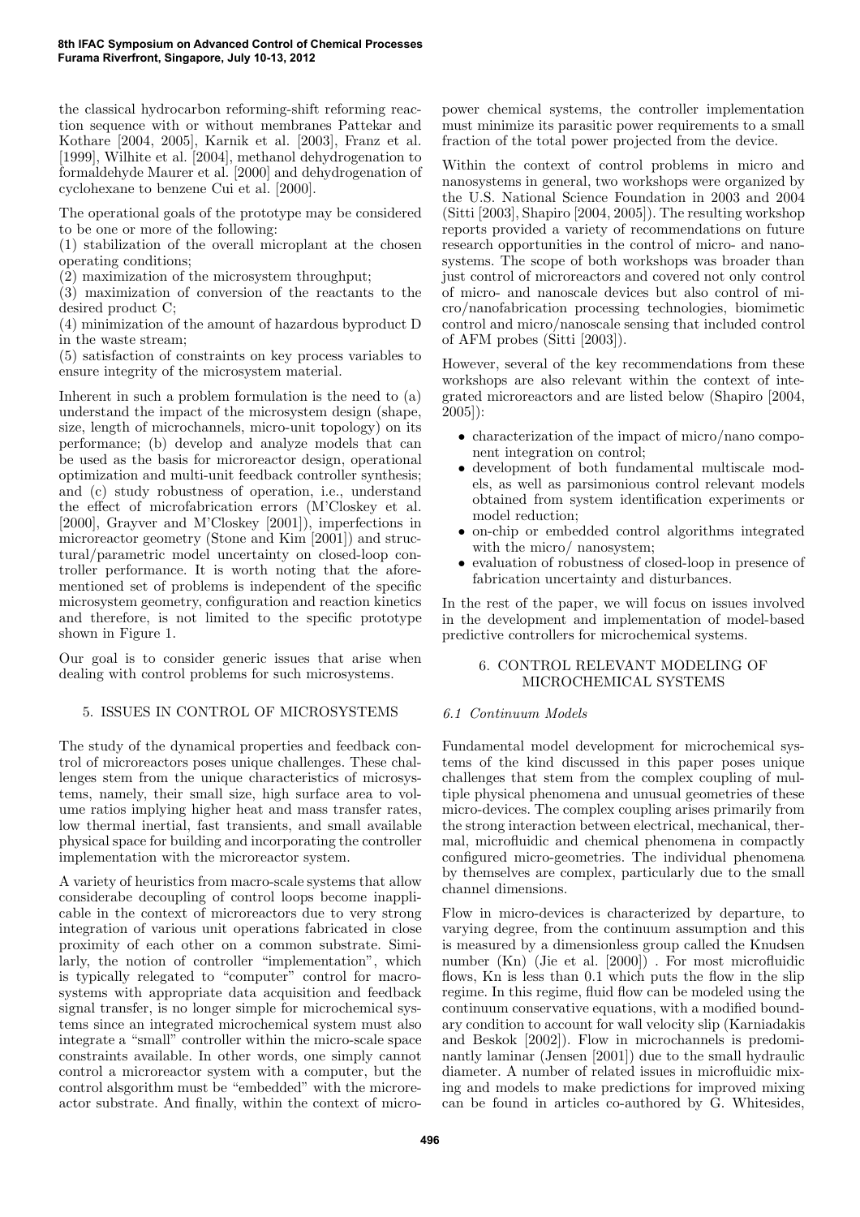the classical hydrocarbon reforming-shift reforming reaction sequence with or without membranes Pattekar and Kothare [2004, 2005], Karnik et al. [2003], Franz et al. [1999], Wilhite et al. [2004], methanol dehydrogenation to formaldehyde Maurer et al. [2000] and dehydrogenation of cyclohexane to benzene Cui et al. [2000].

The operational goals of the prototype may be considered to be one or more of the following:

(1) stabilization of the overall microplant at the chosen operating conditions;
(2) maximization of the microsystem throughput;
(3) maximization of conversion of the reactants to the desired product C;
(4) minimization of the amount of hazardous byproduct D in the waste stream;
(5) satisfaction of constraints on key process variables to ensure integrity of the microsystem material.

Inherent in such a problem formulation is the need to (a) understand the impact of the microsystem design (shape, size, length of microchannels, micro-unit topology) on its performance; (b) develop and analyze models that can be used as the basis for microreactor design, operational optimization and multi-unit feedback controller synthesis; and (c) study robustness of operation, i.e., understand the effect of microfabrication errors (M'Closkey et al. [2000], Grayver and M'Closkey [2001]), imperfections in microreactor geometry (Stone and Kim [2001]) and structural/parametric model uncertainty on closed-loop controller performance. It is worth noting that the aforementioned set of problems is independent of the specific microsystem geometry, configuration and reaction kinetics and therefore, is not limited to the specific prototype shown in Figure 1.

Our goal is to consider generic issues that arise when dealing with control problems for such microsystems.

## 5. ISSUES IN CONTROL OF MICROSYSTEMS

The study of the dynamical properties and feedback control of microreactors poses unique challenges. These challenges stem from the unique characteristics of microsystems, namely, their small size, high surface area to volume ratios implying higher heat and mass transfer rates, low thermal inertial, fast transients, and small available physical space for building and incorporating the controller implementation with the microreactor system.

A variety of heuristics from macro-scale systems that allow considerabe decoupling of control loops become inapplicable in the context of microreactors due to very strong integration of various unit operations fabricated in close proximity of each other on a common substrate. Similarly, the notion of controller "implementation", which is typically relegated to "computer" control for macrosystems with appropriate data acquisition and feedback signal transfer, is no longer simple for microchemical systems since an integrated microchemical system must also integrate a "small" controller within the micro-scale space constraints available. In other words, one simply cannot control a microreactor system with a computer, but the control alsgorithm must be "embedded" with the microreactor substrate. And finally, within the context of micropower chemical systems, the controller implementation must minimize its parasitic power requirements to a small fraction of the total power projected from the device.

Within the context of control problems in micro and nanosystems in general, two workshops were organized by the U.S. National Science Foundation in 2003 and 2004 (Sitti [2003], Shapiro [2004, 2005]). The resulting workshop reports provided a variety of recommendations on future research opportunities in the control of micro- and nanosystems. The scope of both workshops was broader than just control of microreactors and covered not only control of micro- and nanoscale devices but also control of micro/nanofabrication processing technologies, biomimetic control and micro/nanoscale sensing that included control of AFM probes (Sitti [2003]).

However, several of the key recommendations from these workshops are also relevant within the context of integrated microreactors and are listed below (Shapiro [2004, 2005]):

- characterization of the impact of micro/nano component integration on control;
- development of both fundamental multiscale models, as well as parsimonious control relevant models obtained from system identification experiments or model reduction;
- on-chip or embedded control algorithms integrated with the micro/ nanosystem;
- evaluation of robustness of closed-loop in presence of fabrication uncertainty and disturbances.

In the rest of the paper, we will focus on issues involved in the development and implementation of model-based predictive controllers for microchemical systems.

## 6. CONTROL RELEVANT MODELING OF MICROCHEMICAL SYSTEMS

### *6.1 Continuum Models*

Fundamental model development for microchemical systems of the kind discussed in this paper poses unique challenges that stem from the complex coupling of multiple physical phenomena and unusual geometries of these micro-devices. The complex coupling arises primarily from the strong interaction between electrical, mechanical, thermal, microfluidic and chemical phenomena in compactly configured micro-geometries. The individual phenomena by themselves are complex, particularly due to the small channel dimensions.

Flow in micro-devices is characterized by departure, to varying degree, from the continuum assumption and this is measured by a dimensionless group called the Knudsen number (Kn) (Jie et al. [2000]) . For most microfluidic flows, Kn is less than 0.1 which puts the flow in the slip regime. In this regime, fluid flow can be modeled using the continuum conservative equations, with a modified boundary condition to account for wall velocity slip (Karniadakis and Beskok [2002]). Flow in microchannels is predominantly laminar (Jensen [2001]) due to the small hydraulic diameter. A number of related issues in microfluidic mixing and models to make predictions for improved mixing can be found in articles co-authored by G. Whitesides,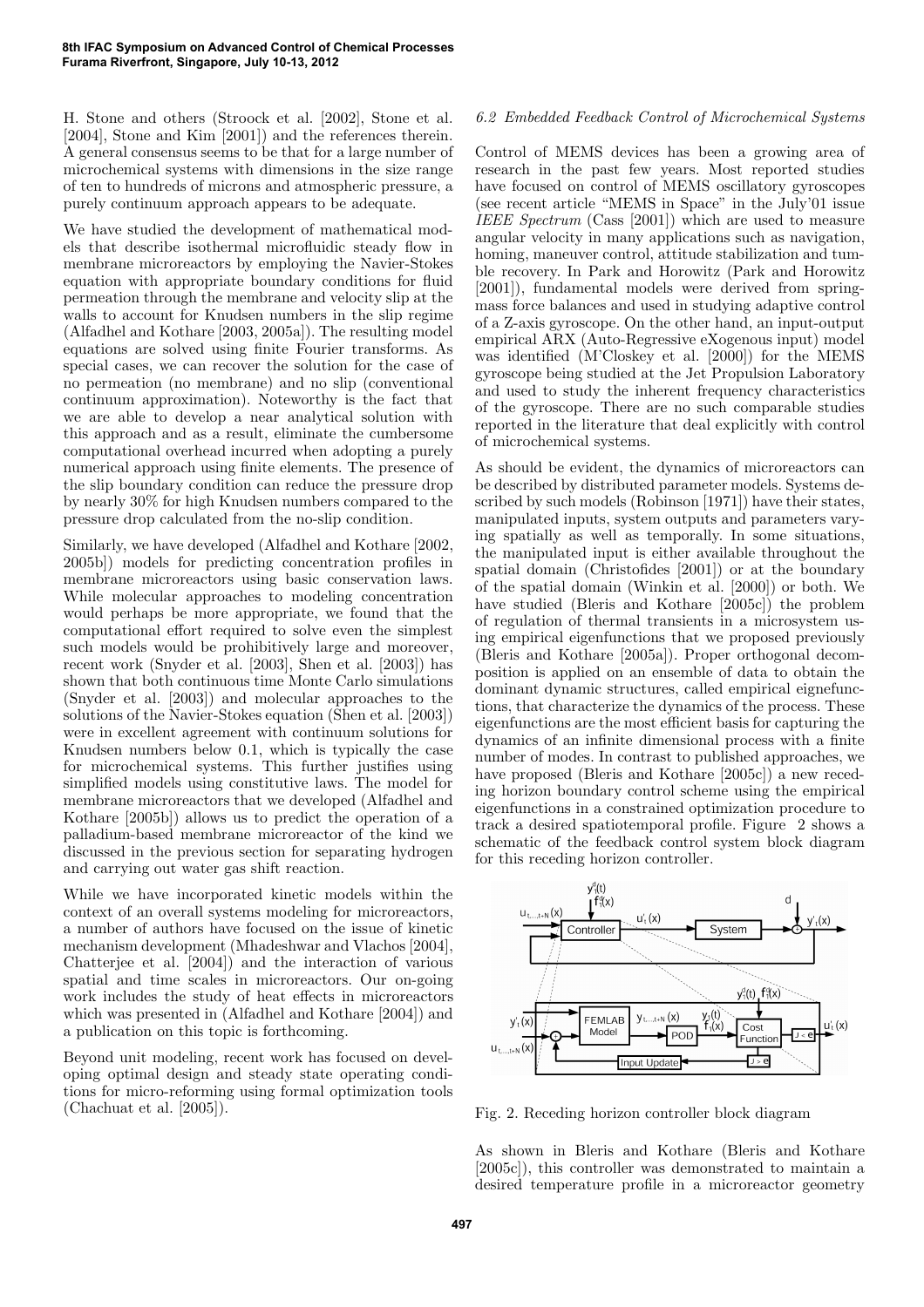H. Stone and others (Stroock et al. [2002], Stone et al. [2004], Stone and Kim [2001]) and the references therein. A general consensus seems to be that for a large number of microchemical systems with dimensions in the size range of ten to hundreds of microns and atmospheric pressure, a purely continuum approach appears to be adequate.

We have studied the development of mathematical models that describe isothermal microfluidic steady flow in membrane microreactors by employing the Navier-Stokes equation with appropriate boundary conditions for fluid permeation through the membrane and velocity slip at the walls to account for Knudsen numbers in the slip regime (Alfadhel and Kothare [2003, 2005a]). The resulting model equations are solved using finite Fourier transforms. As special cases, we can recover the solution for the case of no permeation (no membrane) and no slip (conventional continuum approximation). Noteworthy is the fact that we are able to develop a near analytical solution with this approach and as a result, eliminate the cumbersome computational overhead incurred when adopting a purely numerical approach using finite elements. The presence of the slip boundary condition can reduce the pressure drop by nearly 30% for high Knudsen numbers compared to the pressure drop calculated from the no-slip condition.

Similarly, we have developed (Alfadhel and Kothare [2002, 2005b]) models for predicting concentration profiles in membrane microreactors using basic conservation laws. While molecular approaches to modeling concentration would perhaps be more appropriate, we found that the computational effort required to solve even the simplest such models would be prohibitively large and moreover, recent work (Snyder et al. [2003], Shen et al. [2003]) has shown that both continuous time Monte Carlo simulations (Snyder et al. [2003]) and molecular approaches to the solutions of the Navier-Stokes equation (Shen et al. [2003]) were in excellent agreement with continuum solutions for Knudsen numbers below 0.1, which is typically the case for microchemical systems. This further justifies using simplified models using constitutive laws. The model for membrane microreactors that we developed (Alfadhel and Kothare [2005b]) allows us to predict the operation of a palladium-based membrane microreactor of the kind we discussed in the previous section for separating hydrogen and carrying out water gas shift reaction.

While we have incorporated kinetic models within the context of an overall systems modeling for microreactors, a number of authors have focused on the issue of kinetic mechanism development (Mhadeshwar and Vlachos [2004], Chatterjee et al. [2004]) and the interaction of various spatial and time scales in microreactors. Our on-going work includes the study of heat effects in microreactors which was presented in (Alfadhel and Kothare [2004]) and a publication on this topic is forthcoming.

Beyond unit modeling, recent work has focused on developing optimal design and steady state operating conditions for micro-reforming using formal optimization tools (Chachuat et al. [2005]).

### 6.2 Embedded Feedback Control of Microchemical Systems

Control of MEMS devices has been a growing area of research in the past few years. Most reported studies have focused on control of MEMS oscillatory gyroscopes (see recent article "MEMS in Space" in the July'01 issue *IEEE Spectrum* (Cass [2001]) which are used to measure angular velocity in many applications such as navigation, homing, maneuver control, attitude stabilization and tumble recovery. In Park and Horowitz (Park and Horowitz [2001]), fundamental models were derived from spring-mass force balances and used in studying adaptive control of a Z-axis gyroscope. On the other hand, an input-output empirical ARX (Auto-Regressive eXogenous input) model was identified (M'Closkey et al. [2000]) for the MEMS gyroscope being studied at the Jet Propulsion Laboratory and used to study the inherent frequency characteristics of the gyroscope. There are no such comparable studies reported in the literature that deal explicitly with control of microchemical systems.

As should be evident, the dynamics of microreactors can be described by distributed parameter models. Systems described by such models (Robinson [1971]) have their states, manipulated inputs, system outputs and parameters varying spatially as well as temporally. In some situations, the manipulated input is either available throughout the spatial domain (Christofides [2001]) or at the boundary of the spatial domain (Winkin et al. [2000]) or both. We have studied (Bleris and Kothare [2005c]) the problem of regulation of thermal transients in a microsystem using empirical eigenfunctions that we proposed previously (Bleris and Kothare [2005a]). Proper orthogonal decomposition is applied on an ensemble of data to obtain the dominant dynamic structures, called empirical eignefunctions, that characterize the dynamics of the process. These eigenfunctions are the most efficient basis for capturing the dynamics of an infinite dimensional process with a finite number of modes. In contrast to published approaches, we have proposed (Bleris and Kothare [2005c]) a new receding horizon boundary control scheme using the empirical eigenfunctions in a constrained optimization procedure to track a desired spatiotemporal profile. Figure 2 shows a schematic of the feedback control system block diagram for this receding horizon controller.

Fig. 2. Receding horizon controller block diagram

As shown in Bleris and Kothare (Bleris and Kothare [2005c]), this controller was demonstrated to maintain a desired temperature profile in a microreactor geometry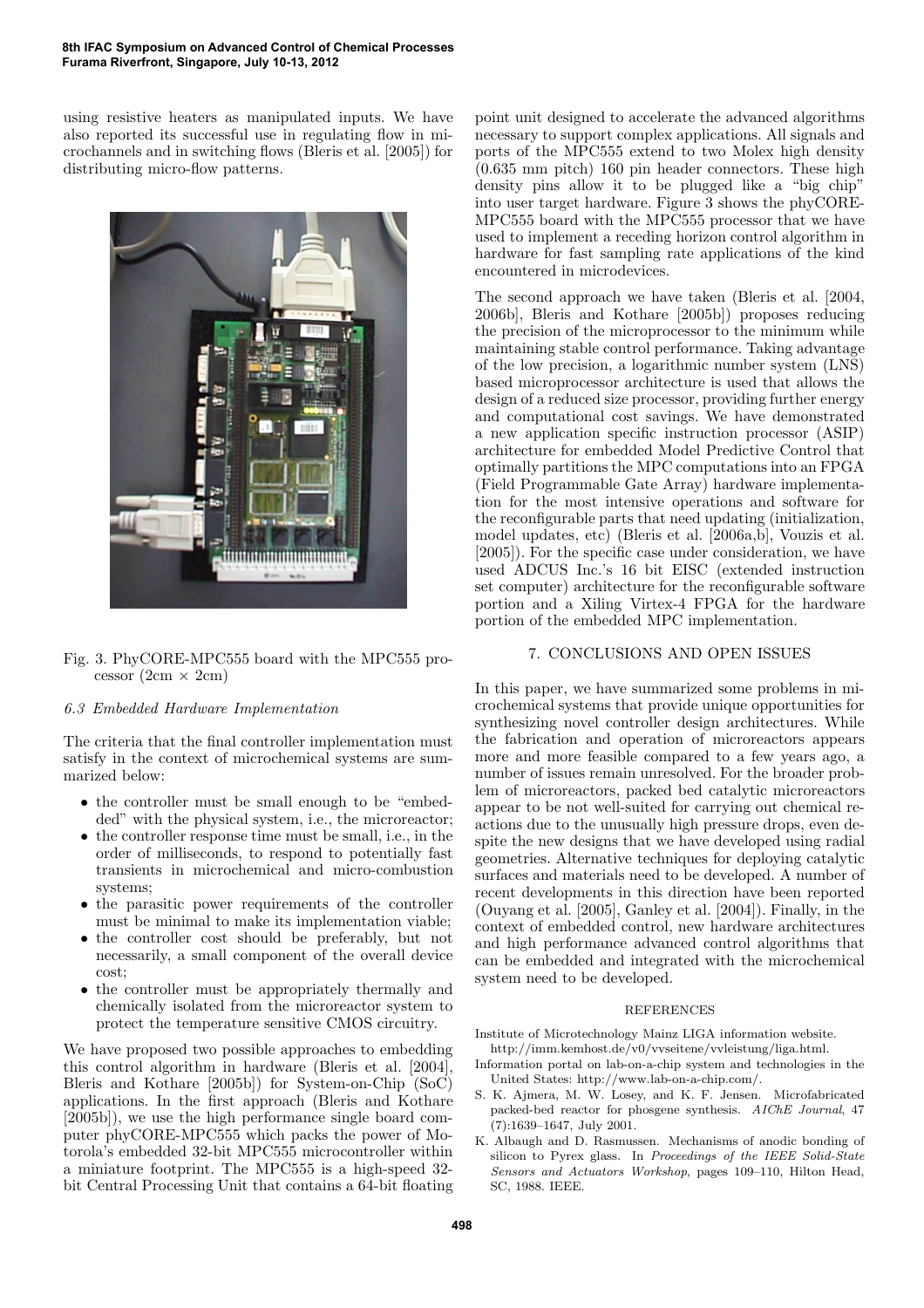using resistive heaters as manipulated inputs. We have also reported its successful use in regulating flow in microchannels and in switching flows (Bleris et al. [2005]) for distributing micro-flow patterns.

Fig. 3. PhyCORE-MPC555 board with the MPC555 processor (2cm × 2cm)

### 6.3 Embedded Hardware Implementation

The criteria that the final controller implementation must satisfy in the context of microchemical systems are summarized below:

- the controller must be small enough to be "embedded" with the physical system, i.e., the microreactor;
- the controller response time must be small, i.e., in the order of milliseconds, to respond to potentially fast transients in microchemical and micro-combustion systems;
- the parasitic power requirements of the controller must be minimal to make its implementation viable;
- the controller cost should be preferably, but not necessarily, a small component of the overall device cost;
- the controller must be appropriately thermally and chemically isolated from the microreactor system to protect the temperature sensitive CMOS circuitry.

We have proposed two possible approaches to embedding this control algorithm in hardware (Bleris et al. [2004], Bleris and Kothare [2005b]) for System-on-Chip (SoC) applications. In the first approach (Bleris and Kothare [2005b]), we use the high performance single board computer phyCORE-MPC555 which packs the power of Motorola's embedded 32-bit MPC555 microcontroller within a miniature footprint. The MPC555 is a high-speed 32-bit Central Processing Unit that contains a 64-bit floating point unit designed to accelerate the advanced algorithms necessary to support complex applications. All signals and ports of the MPC555 extend to two Molex high density (0.635 mm pitch) 160 pin header connectors. These high density pins allow it to be plugged like a "big chip" into user target hardware. Figure 3 shows the phyCORE-MPC555 board with the MPC555 processor that we have used to implement a receding horizon control algorithm in hardware for fast sampling rate applications of the kind encountered in microdevices.

The second approach we have taken (Bleris et al. [2004, 2006b], Bleris and Kothare [2005b]) proposes reducing the precision of the microprocessor to the minimum while maintaining stable control performance. Taking advantage of the low precision, a logarithmic number system (LNS) based microprocessor architecture is used that allows the design of a reduced size processor, providing further energy and computational cost savings. We have demonstrated a new application specific instruction processor (ASIP) architecture for embedded Model Predictive Control that optimally partitions the MPC computations into an FPGA (Field Programmable Gate Array) hardware implementation for the most intensive operations and software for the reconfigurable parts that need updating (initialization, model updates, etc) (Bleris et al. [2006a,b], Vouzis et al. [2005]). For the specific case under consideration, we have used ADCUS Inc.'s 16 bit EISC (extended instruction set computer) architecture for the reconfigurable software portion and a Xiling Virtex-4 FPGA for the hardware portion of the embedded MPC implementation.

## 7. CONCLUSIONS AND OPEN ISSUES

In this paper, we have summarized some problems in microchemical systems that provide unique opportunities for synthesizing novel controller design architectures. While the fabrication and operation of microreactors appears more and more feasible compared to a few years ago, a number of issues remain unresolved. For the broader problem of microreactors, packed bed catalytic microreactors appear to be not well-suited for carrying out chemical reactions due to the unusually high pressure drops, even despite the new designs that we have developed using radial geometries. Alternative techniques for deploying catalytic surfaces and materials need to be developed. A number of recent developments in this direction have been reported (Ouyang et al. [2005], Ganley et al. [2004]). Finally, in the context of embedded control, new hardware architectures and high performance advanced control algorithms that can be embedded and integrated with the microchemical system need to be developed.

## REFERENCES

Institute of Microtechnology Mainz LIGA information website. http://imm.kemhost.de/v0/vvseitene/vvleistung/liga.html.

Information portal on lab-on-a-chip system and technologies in the United States: http://www.lab-on-a-chip.com/.

S. K. Ajmera, M. W. Losey, and K. F. Jensen. Microfabricated packed-bed reactor for phosgene synthesis. *AIChE Journal*, 47 (7):1639–1647, July 2001.

K. Albaugh and D. Rasmussen. Mechanisms of anodic bonding of silicon to Pyrex glass. In *Proceedings of the IEEE Solid-State Sensors and Actuators Workshop*, pages 109–110, Hilton Head, SC, 1988. IEEE.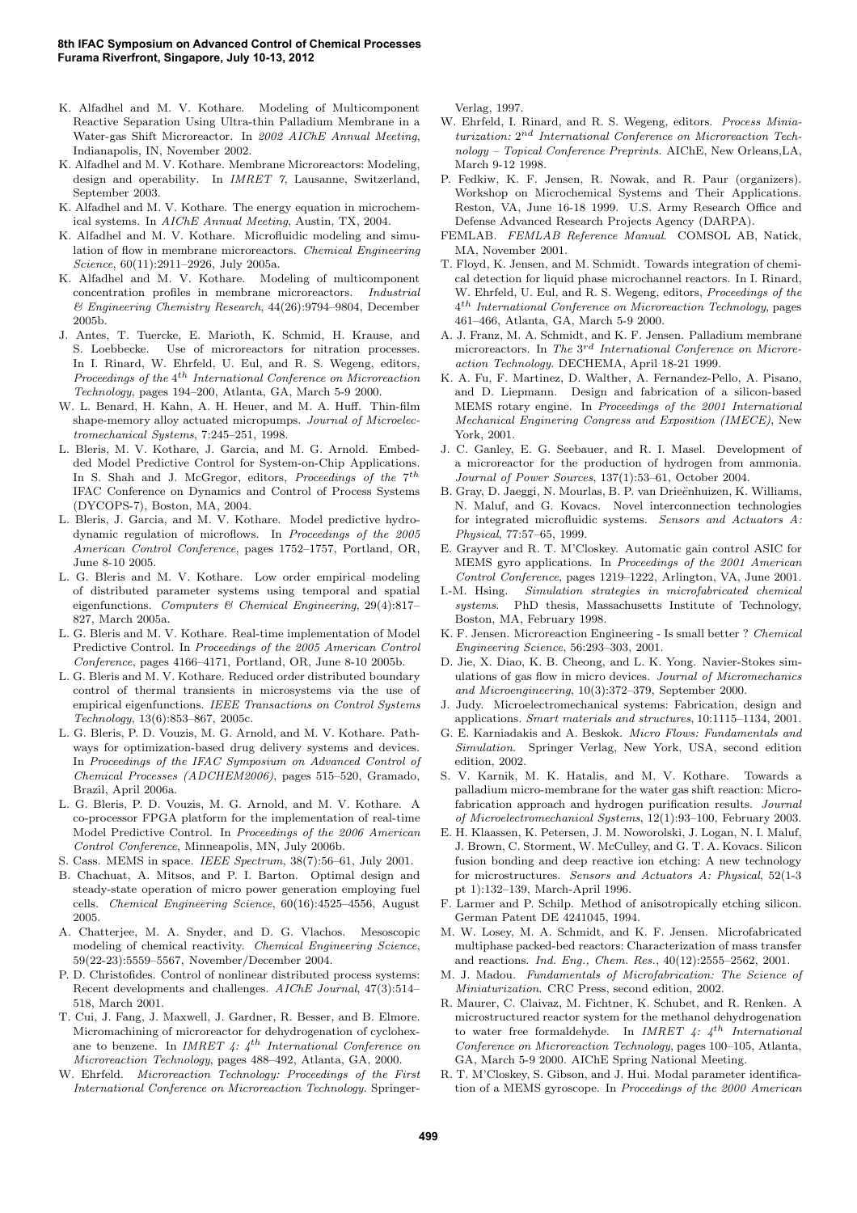K. Alfadhel and M. V. Kothare. Modeling of Multicomponent Reactive Separation Using Ultra-thin Palladium Membrane in a Water-gas Shift Microreactor. In *2002 AIChE Annual Meeting*, Indianapolis, IN, November 2002.

K. Alfadhel and M. V. Kothare. Membrane Microreactors: Modeling, design and operability. In *IMRET 7*, Lausanne, Switzerland, September 2003.

K. Alfadhel and M. V. Kothare. The energy equation in microchemical systems. In *AIChE Annual Meeting*, Austin, TX, 2004.

K. Alfadhel and M. V. Kothare. Microfluidic modeling and simulation of flow in membrane microreactors. *Chemical Engineering Science*, 60(11):2911–2926, July 2005a.

K. Alfadhel and M. V. Kothare. Modeling of multicomponent concentration profiles in membrane microreactors. *Industrial & Engineering Chemistry Research*, 44(26):9794–9804, December 2005b.

J. Antes, T. Tuercke, E. Marioth, K. Schmid, H. Krause, and S. Loebbecke. Use of microreactors for nitration processes. In I. Rinard, W. Ehrfeld, U. Eul, and R. S. Wegeng, editors, *Proceedings of the $4^{th}$ International Conference on Microreaction Technology*, pages 194–200, Atlanta, GA, March 5-9 2000.

W. L. Benard, H. Kahn, A. H. Heuer, and M. A. Huff. Thin-film shape-memory alloy actuated micropumps. *Journal of Microelectromechanical Systems*, 7:245–251, 1998.

L. Bleris, M. V. Kothare, J. Garcia, and M. G. Arnold. Embedded Model Predictive Control for System-on-Chip Applications. In S. Shah and J. McGregor, editors, *Proceedings of the $7^{th}$ IFAC Conference on Dynamics and Control of Process Systems* (DYCOPS-7), Boston, MA, 2004.

L. Bleris, J. Garcia, and M. V. Kothare. Model predictive hydrodynamic regulation of microflows. In *Proceedings of the 2005 American Control Conference*, pages 1752–1757, Portland, OR, June 8-10 2005.

L. G. Bleris and M. V. Kothare. Low order empirical modeling of distributed parameter systems using temporal and spatial eigenfunctions. *Computers & Chemical Engineering*, 29(4):817–827, March 2005a.

L. G. Bleris and M. V. Kothare. Real-time implementation of Model Predictive Control. In *Proceedings of the 2005 American Control Conference*, pages 4166–4171, Portland, OR, June 8-10 2005b.

L. G. Bleris and M. V. Kothare. Reduced order distributed boundary control of thermal transients in microsystems via the use of empirical eigenfunctions. *IEEE Transactions on Control Systems Technology*, 13(6):853–867, 2005c.

L. G. Bleris, P. D. Vouzis, M. G. Arnold, and M. V. Kothare. Pathways for optimization-based drug delivery systems and devices. In *Proceedings of the IFAC Symposium on Advanced Control of Chemical Processes (ADCHEM2006)*, pages 515–520, Gramado, Brazil, April 2006a.

L. G. Bleris, P. D. Vouzis, M. G. Arnold, and M. V. Kothare. A co-processor FPGA platform for the implementation of real-time Model Predictive Control. In *Proceedings of the 2006 American Control Conference*, Minneapolis, MN, July 2006b.

S. Cass. MEMS in space. *IEEE Spectrum*, 38(7):56–61, July 2001.

B. Chachuat, A. Mitsos, and P. I. Barton. Optimal design and steady-state operation of micro power generation employing fuel cells. *Chemical Engineering Science*, 60(16):4525–4556, August 2005.

A. Chatterjee, M. A. Snyder, and D. G. Vlachos. Mesoscopic modeling of chemical reactivity. *Chemical Engineering Science*, 59(22-23):5559–5567, November/December 2004.

P. D. Christofides. Control of nonlinear distributed process systems: Recent developments and challenges. *AIChE Journal*, 47(3):514–518, March 2001.

T. Cui, J. Fang, J. Maxwell, J. Gardner, R. Besser, and B. Elmore. Micromachining of microreactor for dehydrogenation of cyclohexane to benzene. In *IMRET 4: $4^{th}$ International Conference on Microreaction Technology*, pages 488–492, Atlanta, GA, 2000.

W. Ehrfeld. *Microreaction Technology: Proceedings of the First International Conference on Microreaction Technology*. Springer-Verlag, 1997.

W. Ehrfeld, I. Rinard, and R. S. Wegeng, editors. *Process Miniaturization: $2^{nd}$ International Conference on Microreaction Technology – Topical Conference Preprints*. AIChE, New Orleans,LA, March 9-12 1998.

P. Fedkiw, K. F. Jensen, R. Nowak, and R. Paur (organizers). Workshop on Microchemical Systems and Their Applications. Reston, VA, June 16-18 1999. U.S. Army Research Office and Defense Advanced Research Projects Agency (DARPA).

FEMLAB. *FEMLAB Reference Manual*. COMSOL AB, Natick, MA, November 2001.

T. Floyd, K. Jensen, and M. Schmidt. Towards integration of chemical detection for liquid phase microchannel reactors. In I. Rinard, W. Ehrfeld, U. Eul, and R. S. Wegeng, editors, *Proceedings of the $4^{th}$ International Conference on Microreaction Technology*, pages 461–466, Atlanta, GA, March 5-9 2000.

A. J. Franz, M. A. Schmidt, and K. F. Jensen. Palladium membrane microreactors. In *The $3^{rd}$ International Conference on Microreaction Technology*. DECHEMA, April 18-21 1999.

K. A. Fu, F. Martinez, D. Walther, A. Fernandez-Pello, A. Pisano, and D. Liepmann. Design and fabrication of a silicon-based MEMS rotary engine. In *Proceedings of the 2001 International Mechanical Enginering Congress and Exposition (IMECE)*, New York, 2001.

J. C. Ganley, E. G. Seebauer, and R. I. Masel. Development of a microreactor for the production of hydrogen from ammonia. *Journal of Power Sources*, 137(1):53–61, October 2004.

B. Gray, D. Jaeggi, N. Mourlas, B. P. van Drieënhuizen, K. Williams, N. Maluf, and G. Kovacs. Novel interconnection technologies for integrated microfluidic systems. *Sensors and Actuators A: Physical*, 77:57–65, 1999.

E. Grayver and R. T. M'Closkey. Automatic gain control ASIC for MEMS gyro applications. In *Proceedings of the 2001 American Control Conference*, pages 1219–1222, Arlington, VA, June 2001.

I.-M. Hsing. *Simulation strategies in microfabricated chemical systems*. PhD thesis, Massachusetts Institute of Technology, Boston, MA, February 1998.

K. F. Jensen. Microreaction Engineering - Is small better ? *Chemical Engineering Science*, 56:293–303, 2001.

D. Jie, X. Diao, K. B. Cheong, and L. K. Yong. Navier-Stokes simulations of gas flow in micro devices. *Journal of Micromechanics and Microengineering*, 10(3):372–379, September 2000.

J. Judy. Microelectromechanical systems: Fabrication, design and applications. *Smart materials and structures*, 10:1115–1134, 2001.

G. E. Karniadakis and A. Beskok. *Micro Flows: Fundamentals and Simulation*. Springer Verlag, New York, USA, second edition edition, 2002.

S. V. Karnik, M. K. Hatalis, and M. V. Kothare. Towards a palladium micro-membrane for the water gas shift reaction: Microfabrication approach and hydrogen purification results. *Journal of Microelectromechanical Systems*, 12(1):93–100, February 2003.

E. H. Klaassen, K. Petersen, J. M. Noworolski, J. Logan, N. I. Maluf, J. Brown, C. Storment, W. McCulley, and G. T. A. Kovacs. Silicon fusion bonding and deep reactive ion etching: A new technology for microstructures. *Sensors and Actuators A: Physical*, 52(1-3 pt 1):132–139, March-April 1996.

F. Larmer and P. Schilp. Method of anisotropically etching silicon. German Patent DE 4241045, 1994.

M. W. Losey, M. A. Schmidt, and K. F. Jensen. Microfabricated multiphase packed-bed reactors: Characterization of mass transfer and reactions. *Ind. Eng., Chem. Res.*, 40(12):2555–2562, 2001.

M. J. Madou. *Fundamentals of Microfabrication: The Science of Miniaturization*. CRC Press, second edition, 2002.

R. Maurer, C. Claivaz, M. Fichtner, K. Schubet, and R. Renken. A microstructured reactor system for the methanol dehydrogenation to water free formaldehyde. In *IMRET 4: $4^{th}$ International Conference on Microreaction Technology*, pages 100–105, Atlanta, GA, March 5-9 2000. AIChE Spring National Meeting.

R. T. M'Closkey, S. Gibson, and J. Hui. Modal parameter identification of a MEMS gyroscope. In *Proceedings of the 2000 American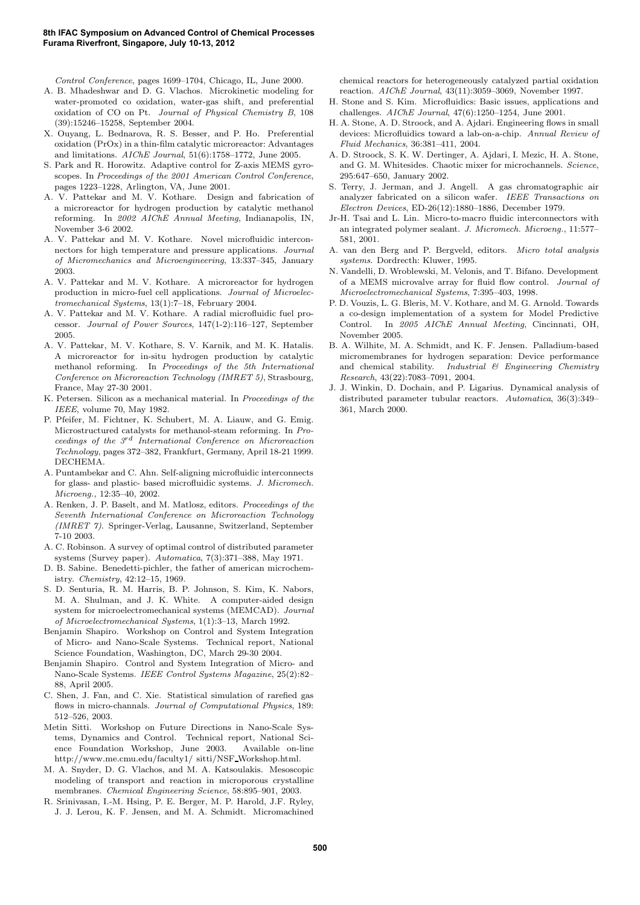*Control Conference*, pages 1699–1704, Chicago, IL, June 2000.

A. B. Mhadeshwar and D. G. Vlachos. Microkinetic modeling for water-promoted co oxidation, water-gas shift, and preferential oxidation of CO on Pt. *Journal of Physical Chemistry B*, 108 (39):15246–15258, September 2004.

X. Ouyang, L. Bednarova, R. S. Besser, and P. Ho. Preferential oxidation (PrOx) in a thin-film catalytic microreactor: Advantages and limitations. *AIChE Journal*, 51(6):1758–1772, June 2005.

S. Park and R. Horowitz. Adaptive control for Z-axis MEMS gyroscopes. In *Proceedings of the 2001 American Control Conference*, pages 1223–1228, Arlington, VA, June 2001.

A. V. Pattekar and M. V. Kothare. Design and fabrication of a microreactor for hydrogen production by catalytic methanol reforming. In *2002 AIChE Annual Meeting*, Indianapolis, IN, November 3-6 2002.

A. V. Pattekar and M. V. Kothare. Novel microfluidic interconnectors for high temperature and pressure applications. *Journal of Micromechanics and Microengineering*, 13:337–345, January 2003.

A. V. Pattekar and M. V. Kothare. A microreactor for hydrogen production in micro-fuel cell applications. *Journal of Microelectromechanical Systems*, 13(1):7–18, February 2004.

A. V. Pattekar and M. V. Kothare. A radial microfluidic fuel processor. *Journal of Power Sources*, 147(1-2):116–127, September 2005.

A. V. Pattekar, M. V. Kothare, S. V. Karnik, and M. K. Hatalis. A microreactor for in-situ hydrogen production by catalytic methanol reforming. In *Proceedings of the 5th International Conference on Microreaction Technology (IMRET 5)*, Strasbourg, France, May 27-30 2001.

K. Petersen. Silicon as a mechanical material. In *Proceedings of the IEEE*, volume 70, May 1982.

P. Pfeifer, M. Fichtner, K. Schubert, M. A. Liauw, and G. Emig. Microstructured catalysts for methanol-steam reforming. In *Proceedings of the $3^{rd}$ International Conference on Microreaction Technology*, pages 372–382, Frankfurt, Germany, April 18-21 1999. DECHEMA.

A. Puntambekar and C. Ahn. Self-aligning microfluidic interconnects for glass- and plastic- based microfluidic systems. *J. Micromech. Microeng.*, 12:35–40, 2002.

A. Renken, J. P. Baselt, and M. Matlosz, editors. *Proceedings of the Seventh International Conference on Microreaction Technology (IMRET 7)*. Springer-Verlag, Lausanne, Switzerland, September 7-10 2003.

A. C. Robinson. A survey of optimal control of distributed parameter systems (Survey paper). *Automatica*, 7(3):371–388, May 1971.

D. B. Sabine. Benedetti-pichler, the father of american microchemistry. *Chemistry*, 42:12–15, 1969.

S. D. Senturia, R. M. Harris, B. P. Johnson, S. Kim, K. Nabors, M. A. Shulman, and J. K. White. A computer-aided design system for microelectromechanical systems (MEMCAD). *Journal of Microelectromechanical Systems*, 1(1):3–13, March 1992.

Benjamin Shapiro. Workshop on Control and System Integration of Micro- and Nano-Scale Systems. Technical report, National Science Foundation, Washington, DC, March 29-30 2004.

Benjamin Shapiro. Control and System Integration of Micro- and Nano-Scale Systems. *IEEE Control Systems Magazine*, 25(2):82–88, April 2005.

C. Shen, J. Fan, and C. Xie. Statistical simulation of rarefied gas flows in micro-channels. *Journal of Computational Physics*, 189: 512–526, 2003.

Metin Sitti. Workshop on Future Directions in Nano-Scale Systems, Dynamics and Control. Technical report, National Science Foundation Workshop, June 2003. Available on-line http://www.me.cmu.edu/faculty1/ sitti/NSF_Workshop.html.

M. A. Snyder, D. G. Vlachos, and M. A. Katsoulakis. Mesoscopic modeling of transport and reaction in microporous crystalline membranes. *Chemical Engineering Science*, 58:895–901, 2003.

R. Srinivasan, I.-M. Hsing, P. E. Berger, M. P. Harold, J.F. Ryley, J. J. Lerou, K. F. Jensen, and M. A. Schmidt. Micromachined chemical reactors for heterogeneously catalyzed partial oxidation reaction. *AIChE Journal*, 43(11):3059–3069, November 1997.

H. Stone and S. Kim. Microfluidics: Basic issues, applications and challenges. *AIChE Journal*, 47(6):1250–1254, June 2001.

H. A. Stone, A. D. Stroock, and A. Ajdari. Engineering flows in small devices: Microfluidics toward a lab-on-a-chip. *Annual Review of Fluid Mechanics*, 36:381–411, 2004.

A. D. Stroock, S. K. W. Dertinger, A. Ajdari, I. Mezic, H. A. Stone, and G. M. Whitesides. Chaotic mixer for microchannels. *Science*, 295:647–650, January 2002.

S. Terry, J. Jerman, and J. Angell. A gas chromatographic air analyzer fabricated on a silicon wafer. *IEEE Transactions on Electron Devices*, ED-26(12):1880–1886, December 1979.

Jr-H. Tsai and L. Lin. Micro-to-macro fluidic interconnectors with an integrated polymer sealant. *J. Micromech. Microeng.*, 11:577–581, 2001.

A. van den Berg and P. Bergveld, editors. *Micro total analysis systems*. Dordrecth: Kluwer, 1995.

N. Vandelli, D. Wroblewski, M. Velonis, and T. Bifano. Development of a MEMS microvalve array for fluid flow control. *Journal of Microelectromechanical Systems*, 7:395–403, 1998.

P. D. Vouzis, L. G. Bleris, M. V. Kothare, and M. G. Arnold. Towards a co-design implementation of a system for Model Predictive Control. In *2005 AIChE Annual Meeting*, Cincinnati, OH, November 2005.

B. A. Wilhite, M. A. Schmidt, and K. F. Jensen. Palladium-based micromembranes for hydrogen separation: Device performance and chemical stability. *Industrial & Engineering Chemistry Research*, 43(22):7083–7091, 2004.

J. J. Winkin, D. Dochain, and P. Ligarius. Dynamical analysis of distributed parameter tubular reactors. *Automatica*, 36(3):349–361, March 2000.